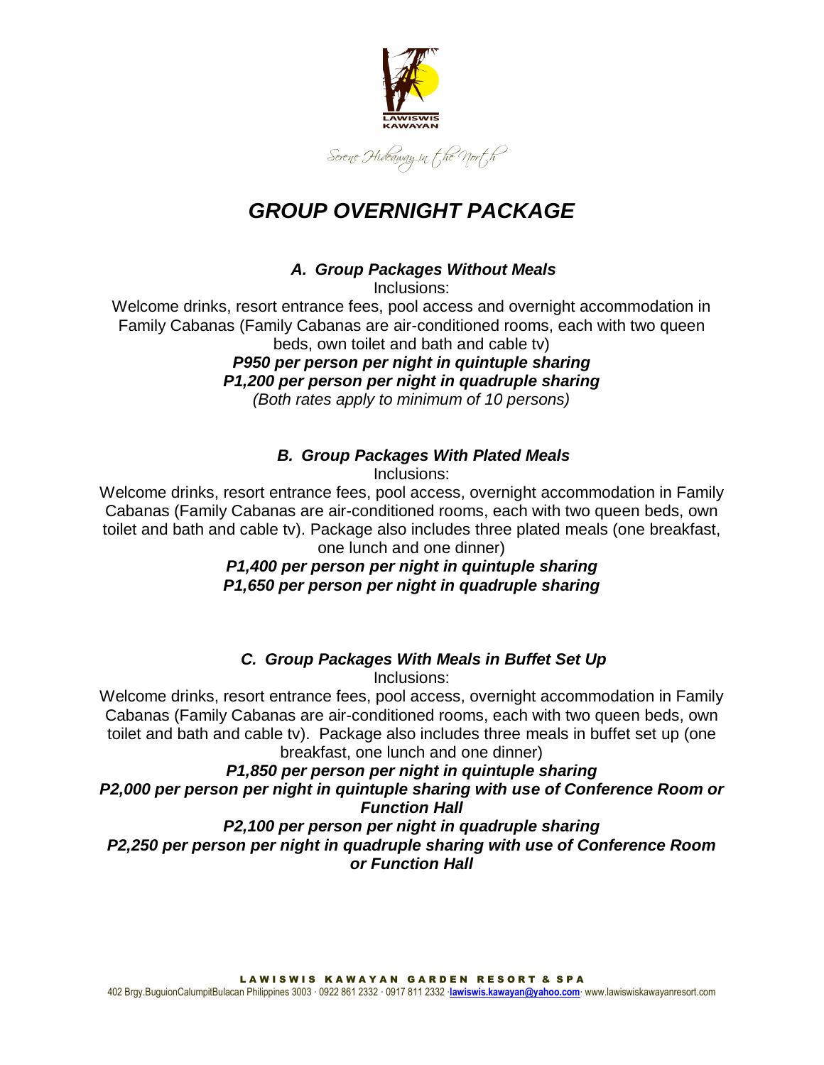LAWISWIS KAWAYAN

Serene Hideaway in the North

# *GROUP OVERNIGHT PACKAGE*

### *A. Group Packages Without Meals*

Inclusions:

Welcome drinks, resort entrance fees, pool access and overnight accommodation in Family Cabanas (Family Cabanas are air-conditioned rooms, each with two queen beds, own toilet and bath and cable tv)

***P950 per person per night in quintuple sharing***

***P1,200 per person per night in quadruple sharing***

*(Both rates apply to minimum of 10 persons)*

### *B. Group Packages With Plated Meals*

Inclusions:

Welcome drinks, resort entrance fees, pool access, overnight accommodation in Family Cabanas (Family Cabanas are air-conditioned rooms, each with two queen beds, own toilet and bath and cable tv). Package also includes three plated meals (one breakfast, one lunch and one dinner)

***P1,400 per person per night in quintuple sharing***

***P1,650 per person per night in quadruple sharing***

### *C. Group Packages With Meals in Buffet Set Up*

Inclusions:

Welcome drinks, resort entrance fees, pool access, overnight accommodation in Family Cabanas (Family Cabanas are air-conditioned rooms, each with two queen beds, own toilet and bath and cable tv). Package also includes three meals in buffet set up (one breakfast, one lunch and one dinner)

***P1,850 per person per night in quintuple sharing***

***P2,000 per person per night in quintuple sharing with use of Conference Room or Function Hall***

***P2,100 per person per night in quadruple sharing***

***P2,250 per person per night in quadruple sharing with use of Conference Room or Function Hall***

**LAWISWIS KAWAYAN GARDEN RESORT & SPA**

402 Brgy.BuguionCalumpitBulacan Philippines 3003 · 0922 861 2332 · 0917 811 2332 ·lawiswis.kawayan@yahoo.com· www.lawiswiskawayanresort.com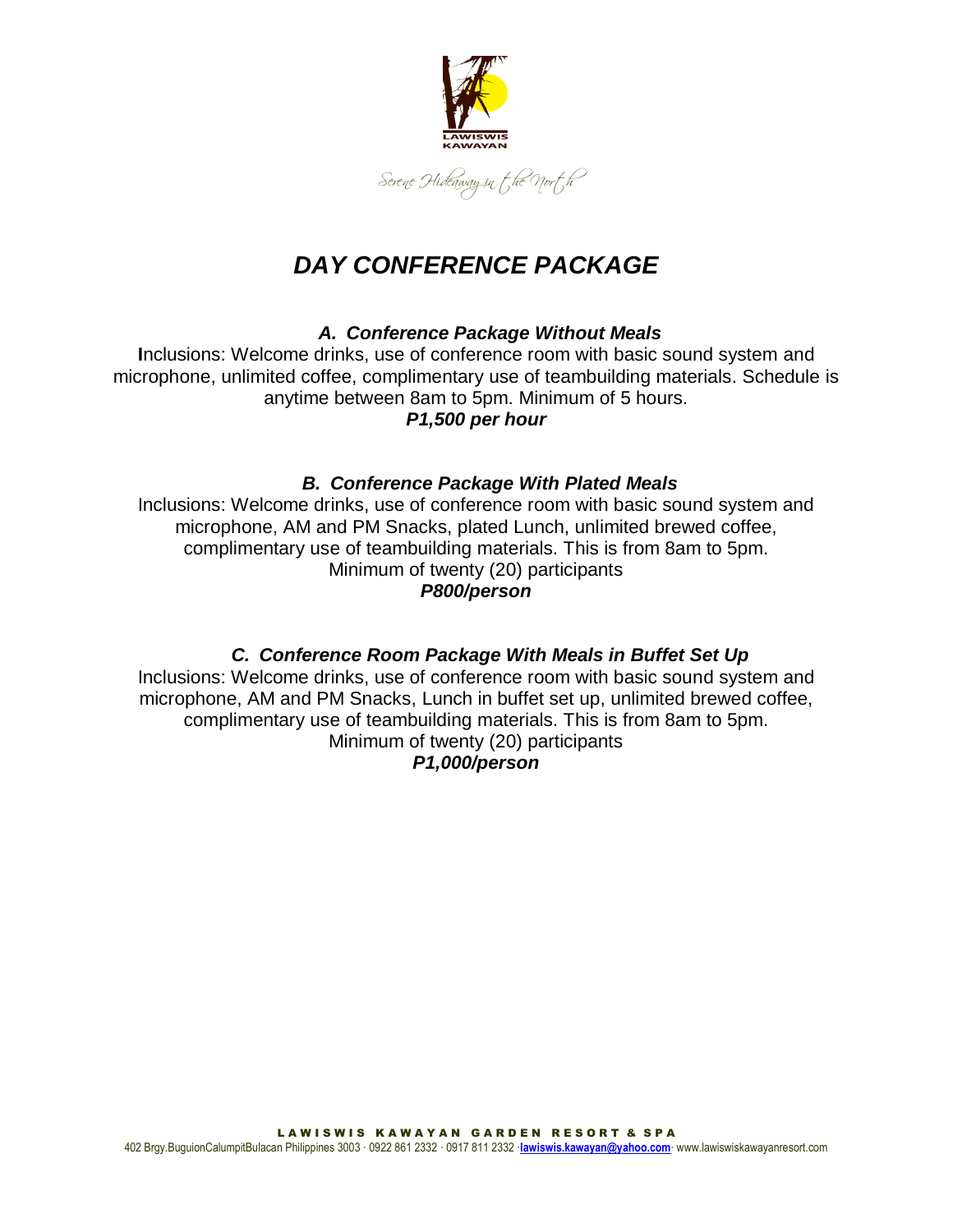LAWISWIS KAWAYAN

Serene Hideaway in the North

# *DAY CONFERENCE PACKAGE*

### *A. Conference Package Without Meals*

Inclusions: Welcome drinks, use of conference room with basic sound system and microphone, unlimited coffee, complimentary use of teambuilding materials. Schedule is anytime between 8am to 5pm. Minimum of 5 hours.

***P1,500 per hour***

### *B. Conference Package With Plated Meals*

Inclusions: Welcome drinks, use of conference room with basic sound system and microphone, AM and PM Snacks, plated Lunch, unlimited brewed coffee, complimentary use of teambuilding materials. This is from 8am to 5pm. Minimum of twenty (20) participants

***P800/person***

### *C. Conference Room Package With Meals in Buffet Set Up*

Inclusions: Welcome drinks, use of conference room with basic sound system and microphone, AM and PM Snacks, Lunch in buffet set up, unlimited brewed coffee, complimentary use of teambuilding materials. This is from 8am to 5pm. Minimum of twenty (20) participants

***P1,000/person***

LAWISWIS KAWAYAN GARDEN RESORT & SPA

402 Brgy.BuguionCalumpitBulacan Philippines 3003 · 0922 861 2332 · 0917 811 2332 ·lawiswis.kawayan@yahoo.com· www.lawiswiskawayanresort.com